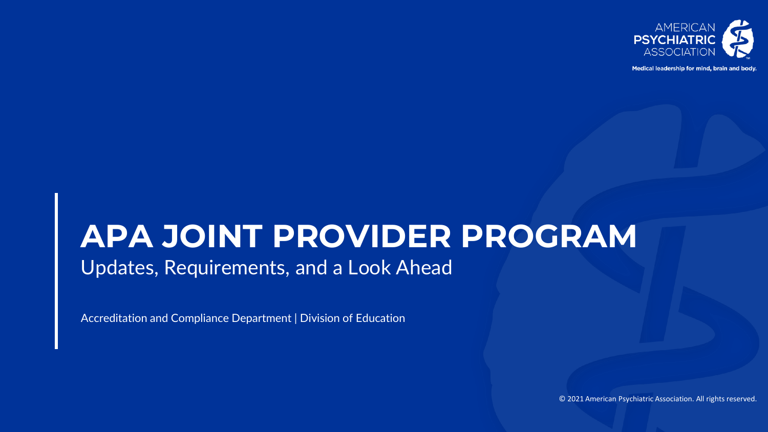AMERICAN PSYCHIATRIC ASSOCIATION

Medical leadership for mind, brain and body.

# APA JOINT PROVIDER PROGRAM

## Updates, Requirements, and a Look Ahead

Accreditation and Compliance Department | Division of Education

© 2021 American Psychiatric Association. All rights reserved.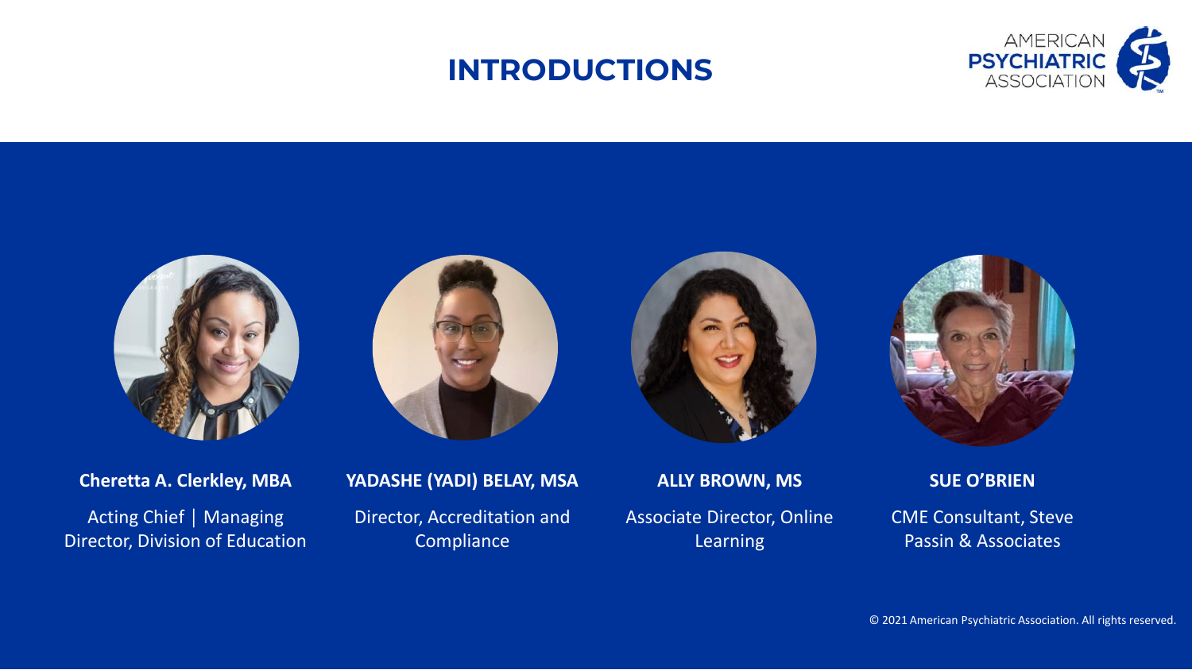# INTRODUCTIONS

AMERICAN PSYCHIATRIC ASSOCIATION

**Cheretta A. Clerkley, MBA**

Acting Chief | Managing Director, Division of Education

**YADASHE (YADI) BELAY, MSA**

Director, Accreditation and Compliance

**ALLY BROWN, MS**

Associate Director, Online Learning

**SUE O'BRIEN**

CME Consultant, Steve Passin & Associates

© 2021 American Psychiatric Association. All rights reserved.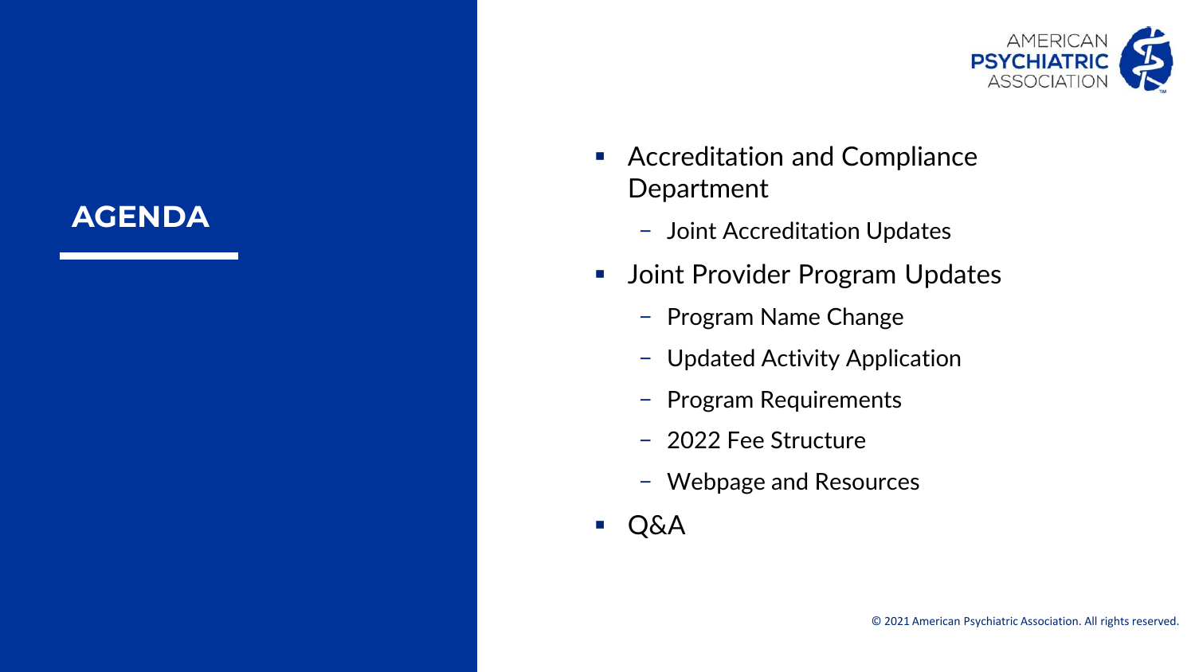# AGENDA

- Accreditation and Compliance Department
  - Joint Accreditation Updates
- Joint Provider Program Updates
  - Program Name Change
  - Updated Activity Application
  - Program Requirements
  - 2022 Fee Structure
  - Webpage and Resources
- Q&A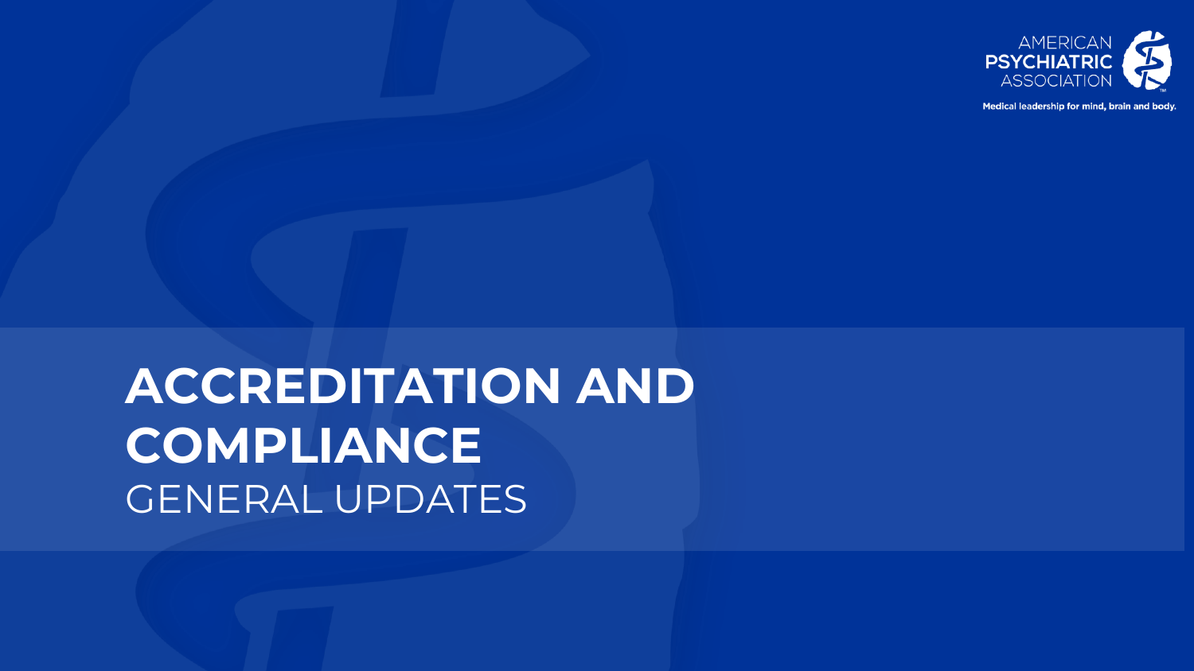# ACCREDITATION AND COMPLIANCE

## GENERAL UPDATES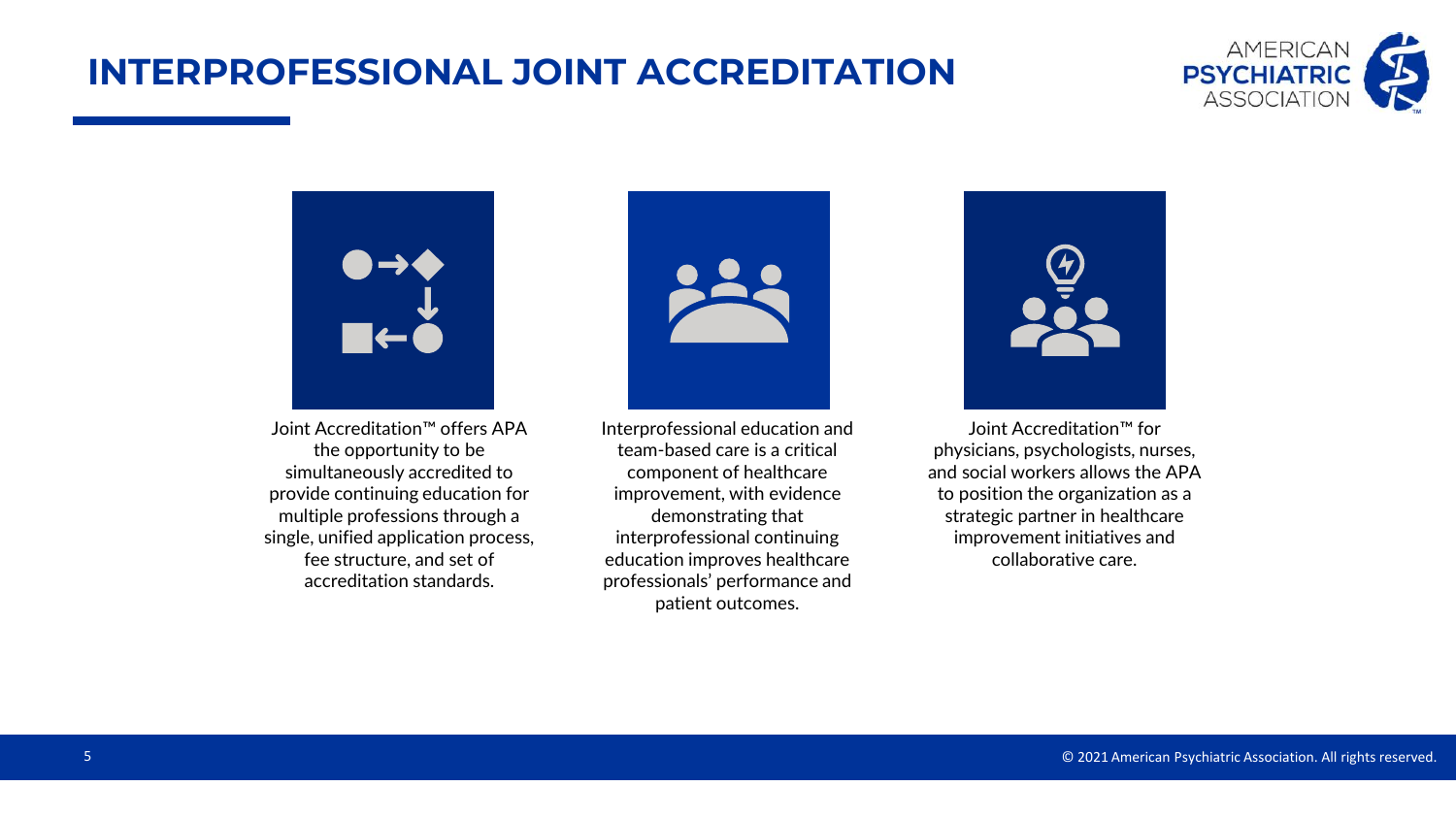# INTERPROFESSIONAL JOINT ACCREDITATION

Joint Accreditation™ offers APA the opportunity to be simultaneously accredited to provide continuing education for multiple professions through a single, unified application process, fee structure, and set of accreditation standards.

Interprofessional education and team-based care is a critical component of healthcare improvement, with evidence demonstrating that interprofessional continuing education improves healthcare professionals' performance and patient outcomes.

Joint Accreditation™ for physicians, psychologists, nurses, and social workers allows the APA to position the organization as a strategic partner in healthcare improvement initiatives and collaborative care.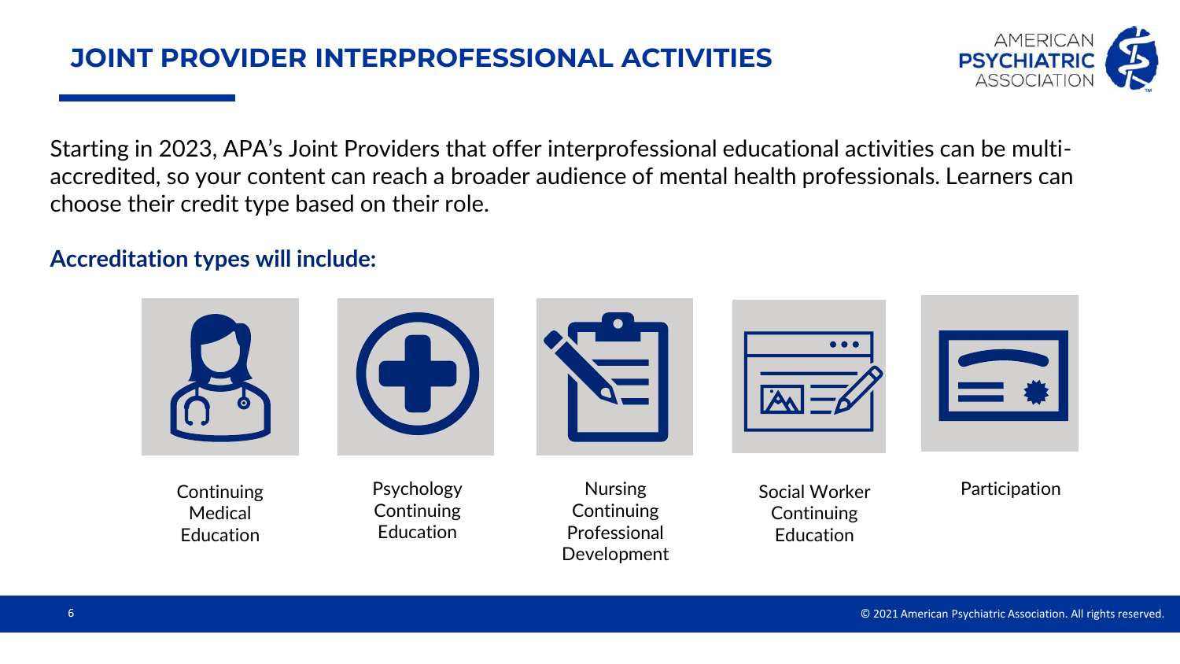# JOINT PROVIDER INTERPROFESSIONAL ACTIVITIES

Starting in 2023, APA's Joint Providers that offer interprofessional educational activities can be multi-accredited, so your content can reach a broader audience of mental health professionals. Learners can choose their credit type based on their role.

**Accreditation types will include:**

- Continuing Medical Education
- Psychology Continuing Education
- Nursing Continuing Professional Development
- Social Worker Continuing Education
- Participation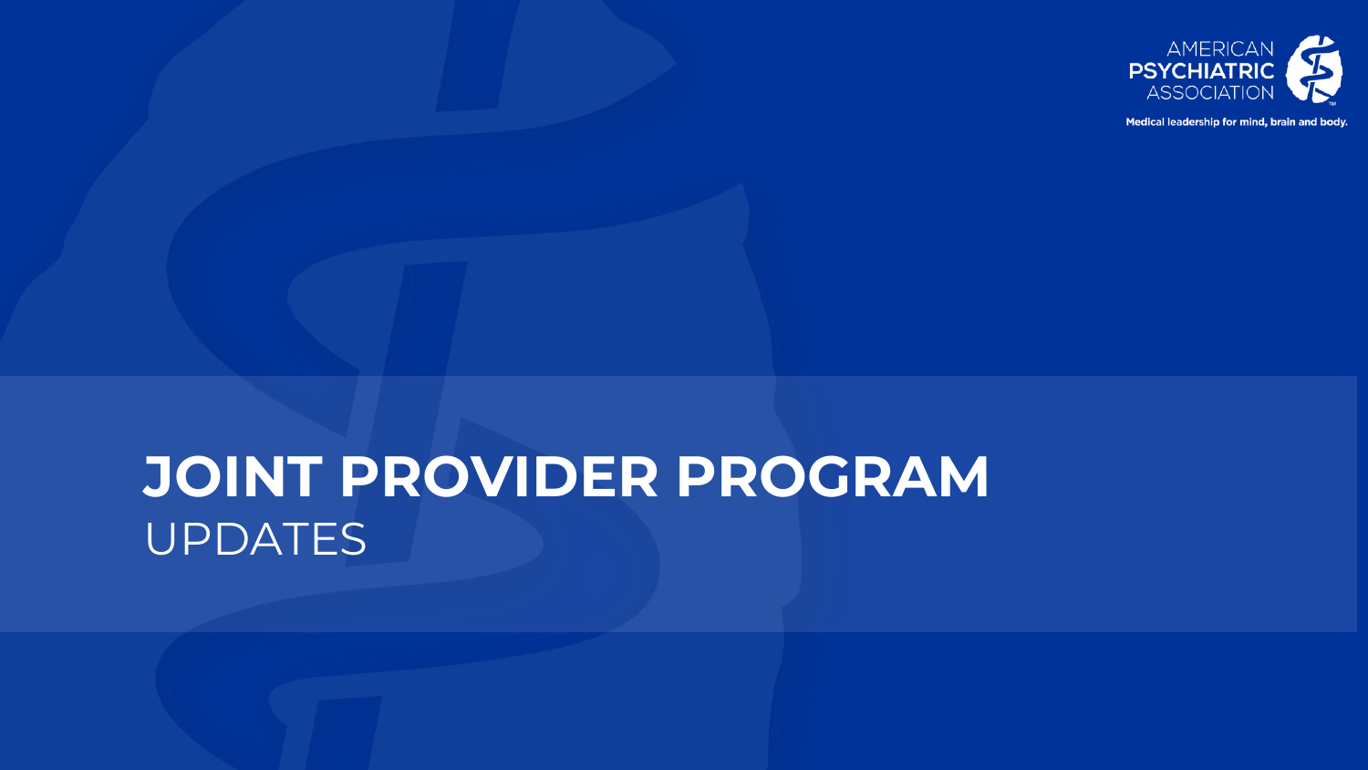# JOINT PROVIDER PROGRAM

UPDATES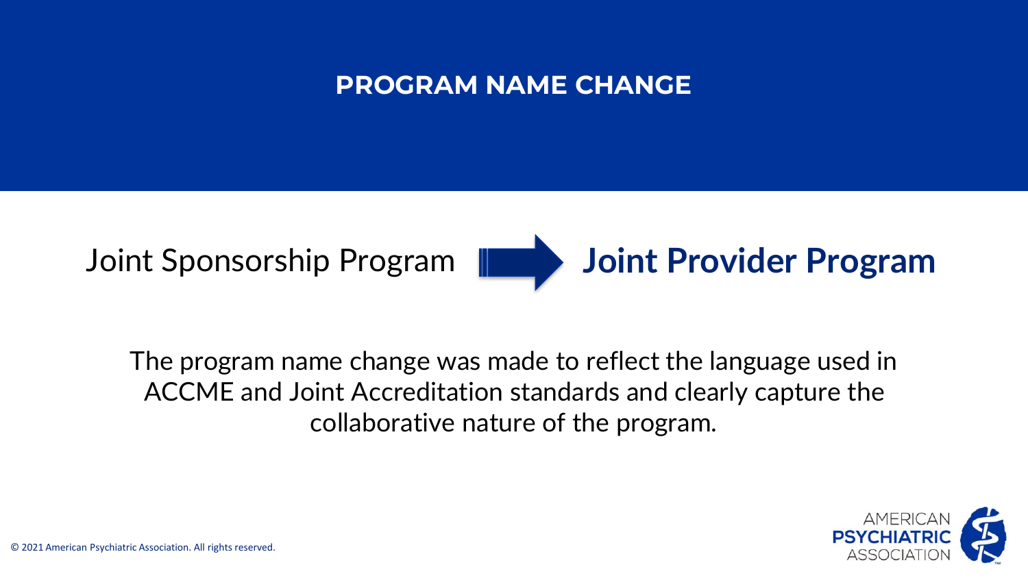# PROGRAM NAME CHANGE

Joint Sponsorship Program → **Joint Provider Program**

The program name change was made to reflect the language used in ACCME and Joint Accreditation standards and clearly capture the collaborative nature of the program.

© 2021 American Psychiatric Association. All rights reserved.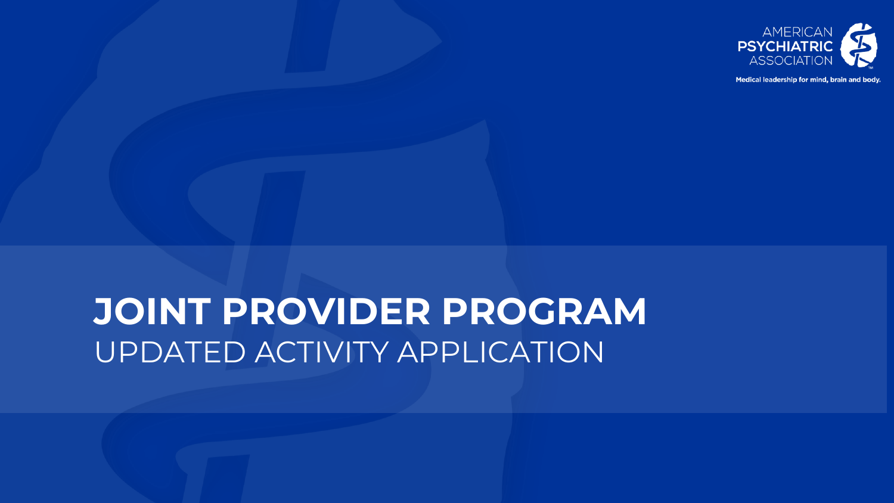AMERICAN PSYCHIATRIC ASSOCIATION

Medical leadership for mind, brain and body.

# JOINT PROVIDER PROGRAM

UPDATED ACTIVITY APPLICATION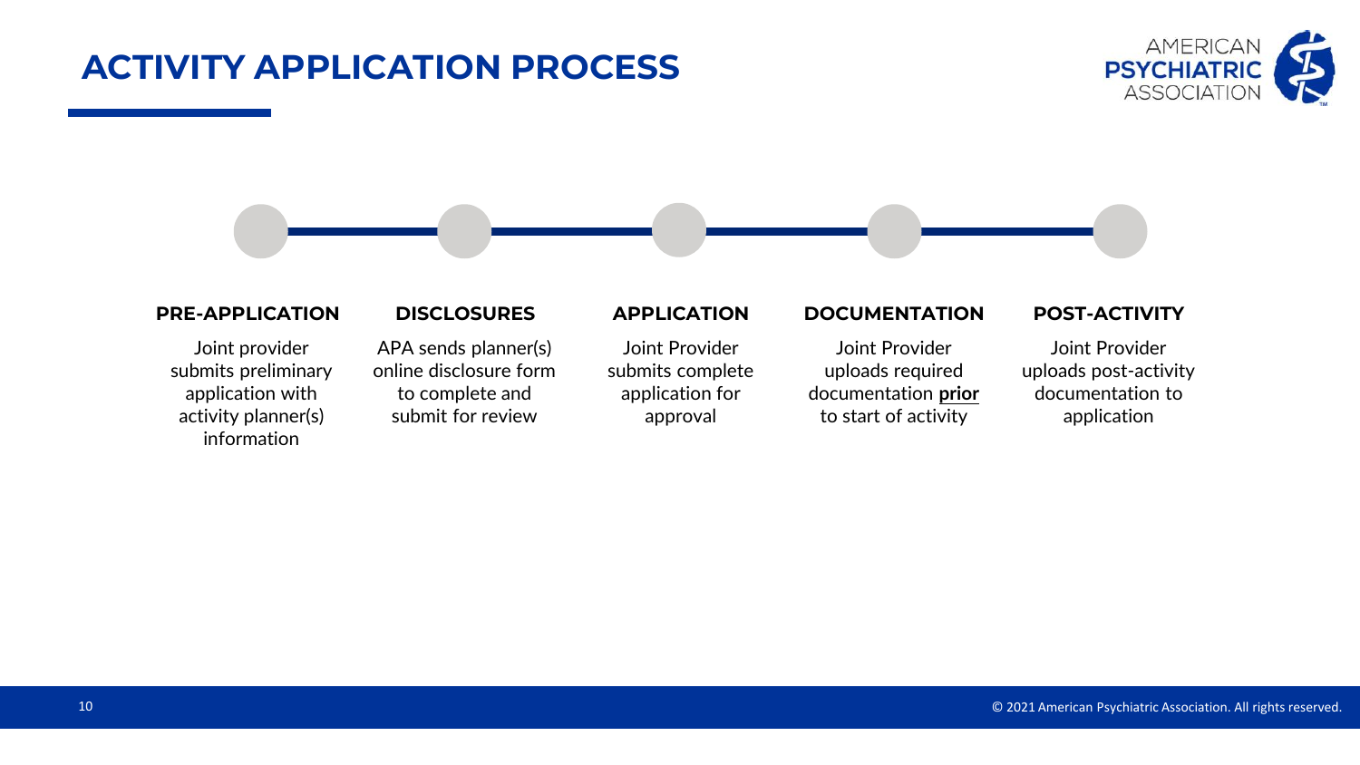# ACTIVITY APPLICATION PROCESS

**PRE-APPLICATION**

Joint provider submits preliminary application with activity planner(s) information

**DISCLOSURES**

APA sends planner(s) online disclosure form to complete and submit for review

**APPLICATION**

Joint Provider submits complete application for approval

**DOCUMENTATION**

Joint Provider uploads required documentation **prior** to start of activity

**POST-ACTIVITY**

Joint Provider uploads post-activity documentation to application

© 2021 American Psychiatric Association. All rights reserved.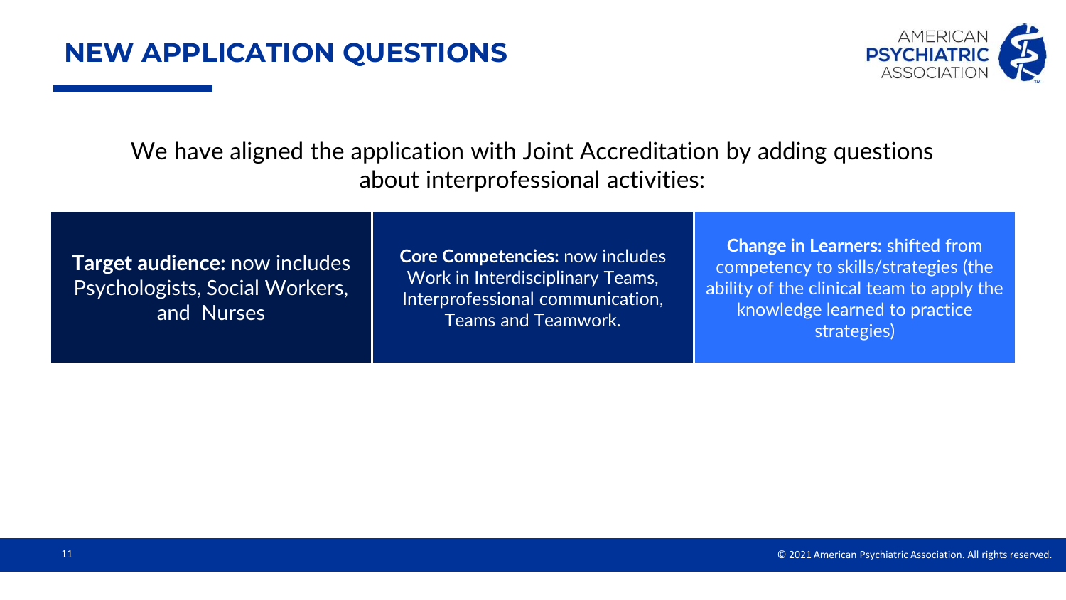# NEW APPLICATION QUESTIONS

We have aligned the application with Joint Accreditation by adding questions about interprofessional activities:

**Target audience:** now includes Psychologists, Social Workers, and Nurses

**Core Competencies:** now includes Work in Interdisciplinary Teams, Interprofessional communication, Teams and Teamwork.

**Change in Learners:** shifted from competency to skills/strategies (the ability of the clinical team to apply the knowledge learned to practice strategies)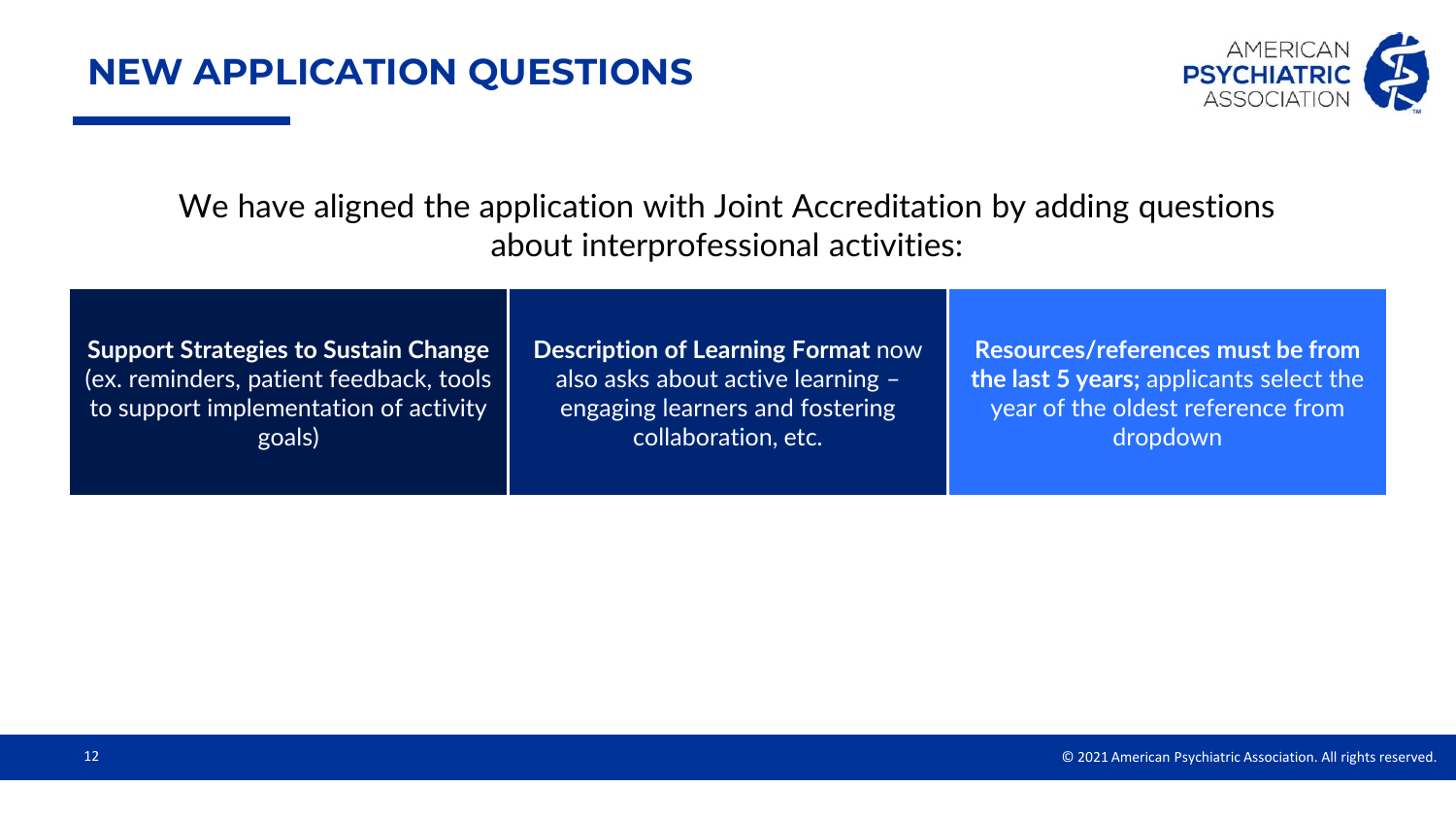# NEW APPLICATION QUESTIONS

We have aligned the application with Joint Accreditation by adding questions about interprofessional activities:

**Support Strategies to Sustain Change** (ex. reminders, patient feedback, tools to support implementation of activity goals)

**Description of Learning Format** now also asks about active learning – engaging learners and fostering collaboration, etc.

**Resources/references must be from the last 5 years;** applicants select the year of the oldest reference from dropdown

© 2021 American Psychiatric Association. All rights reserved.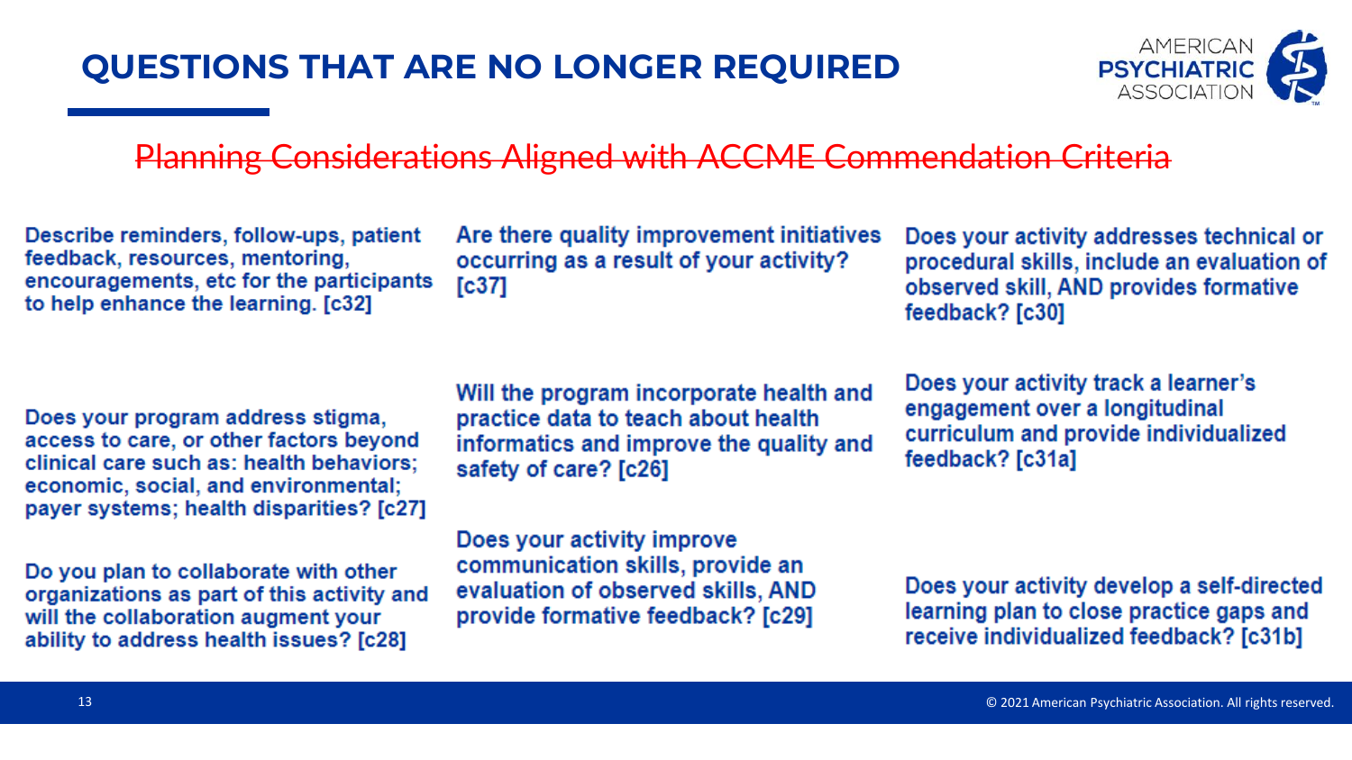# QUESTIONS THAT ARE NO LONGER REQUIRED

## ~~Planning Considerations Aligned with ACCME Commendation Criteria~~

Describe reminders, follow-ups, patient feedback, resources, mentoring, encouragements, etc for the participants to help enhance the learning. [c32]

Does your program address stigma, access to care, or other factors beyond clinical care such as: health behaviors; economic, social, and environmental; payer systems; health disparities? [c27]

Do you plan to collaborate with other organizations as part of this activity and will the collaboration augment your ability to address health issues? [c28]

Are there quality improvement initiatives occurring as a result of your activity? [c37]

Will the program incorporate health and practice data to teach about health informatics and improve the quality and safety of care? [c26]

Does your activity improve communication skills, provide an evaluation of observed skills, AND provide formative feedback? [c29]

Does your activity addresses technical or procedural skills, include an evaluation of observed skill, AND provides formative feedback? [c30]

Does your activity track a learner's engagement over a longitudinal curriculum and provide individualized feedback? [c31a]

Does your activity develop a self-directed learning plan to close practice gaps and receive individualized feedback? [c31b]

© 2021 American Psychiatric Association. All rights reserved.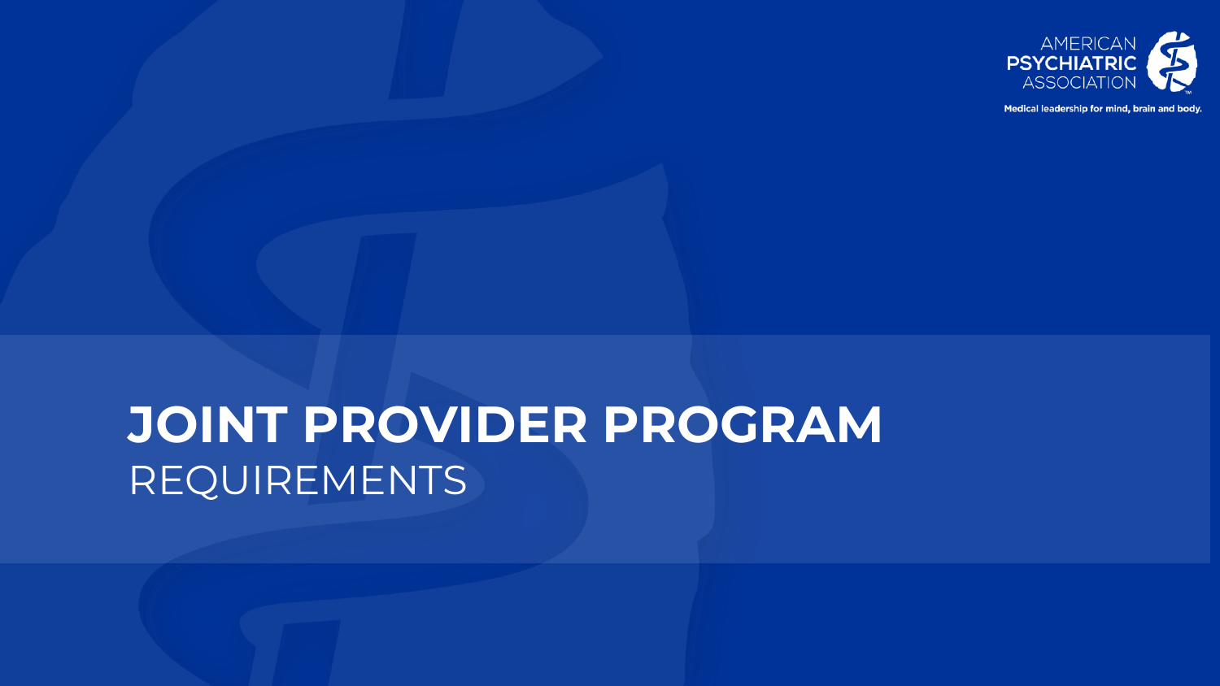# JOINT PROVIDER PROGRAM

REQUIREMENTS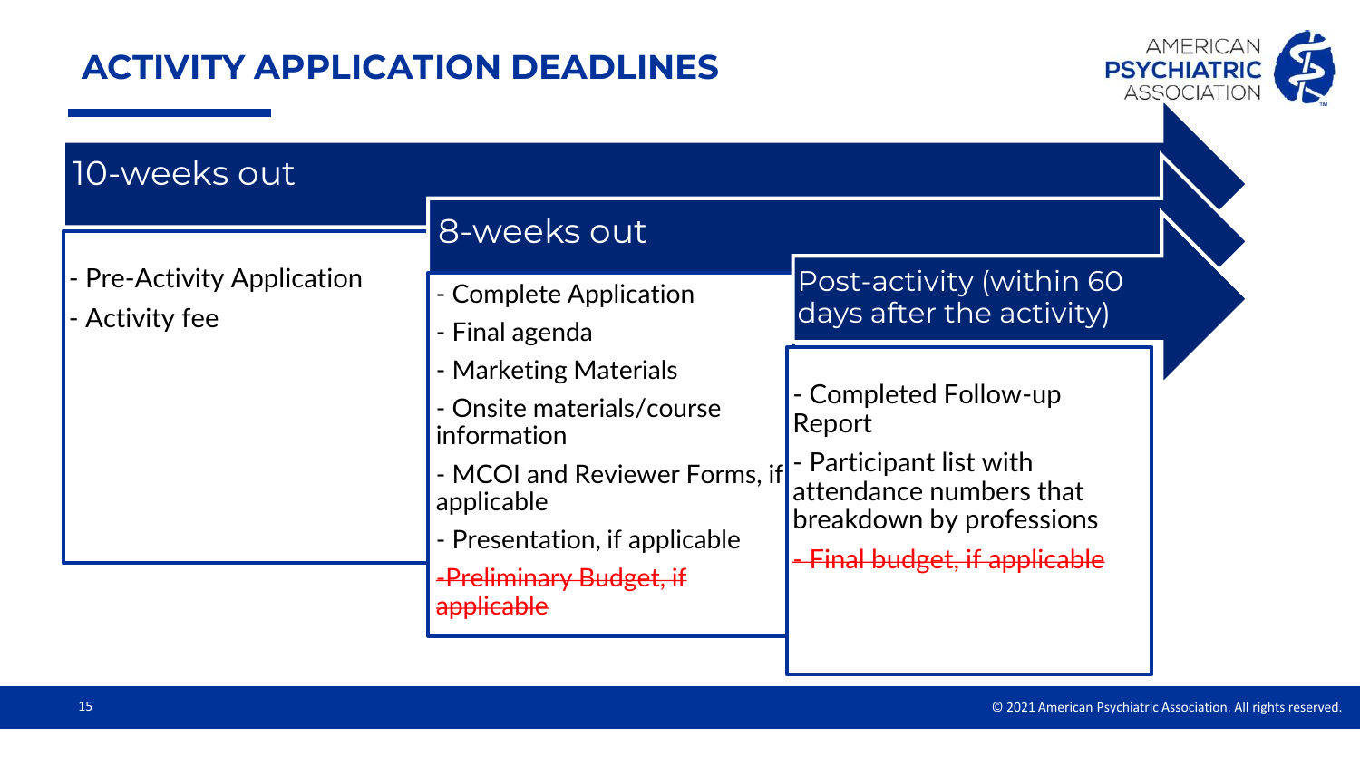# ACTIVITY APPLICATION DEADLINES

## 10-weeks out

- Pre-Activity Application
- Activity fee

## 8-weeks out

- Complete Application
- Final agenda
- Marketing Materials
- Onsite materials/course information
- MCOI and Reviewer Forms, if applicable
- Presentation, if applicable
- ~~Preliminary Budget, if applicable~~

## Post-activity (within 60 days after the activity)

- Completed Follow-up Report
- Participant list with attendance numbers that breakdown by professions
- ~~Final budget, if applicable~~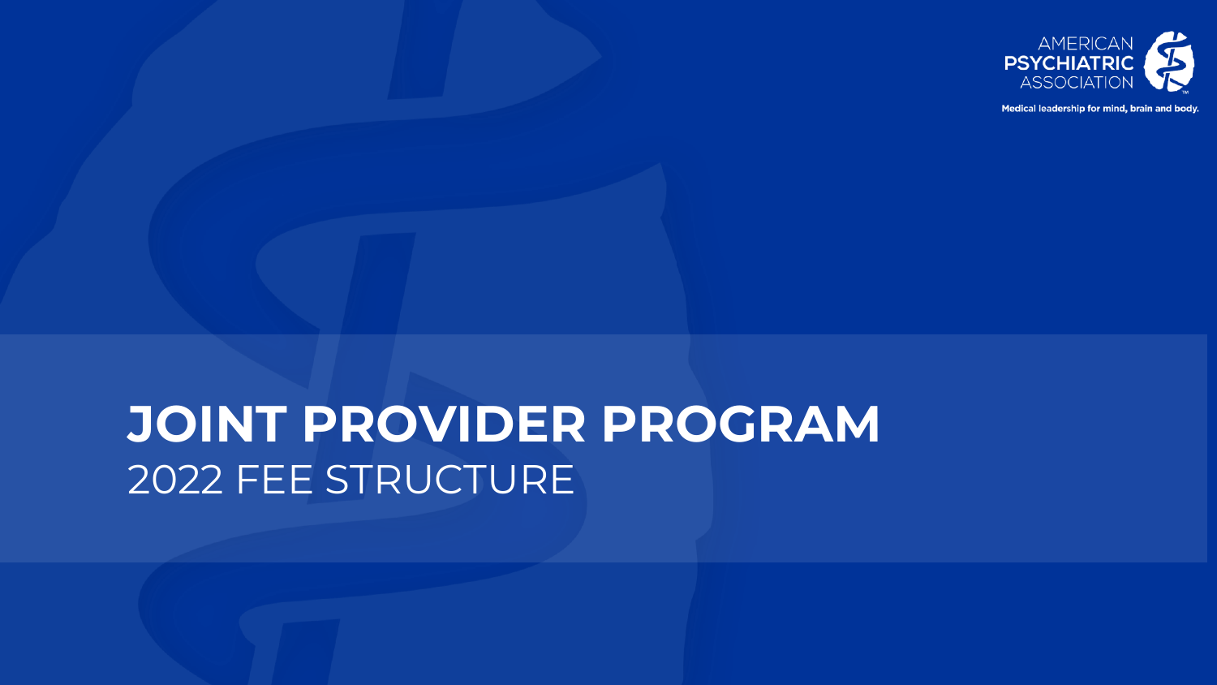# JOINT PROVIDER PROGRAM

## 2022 FEE STRUCTURE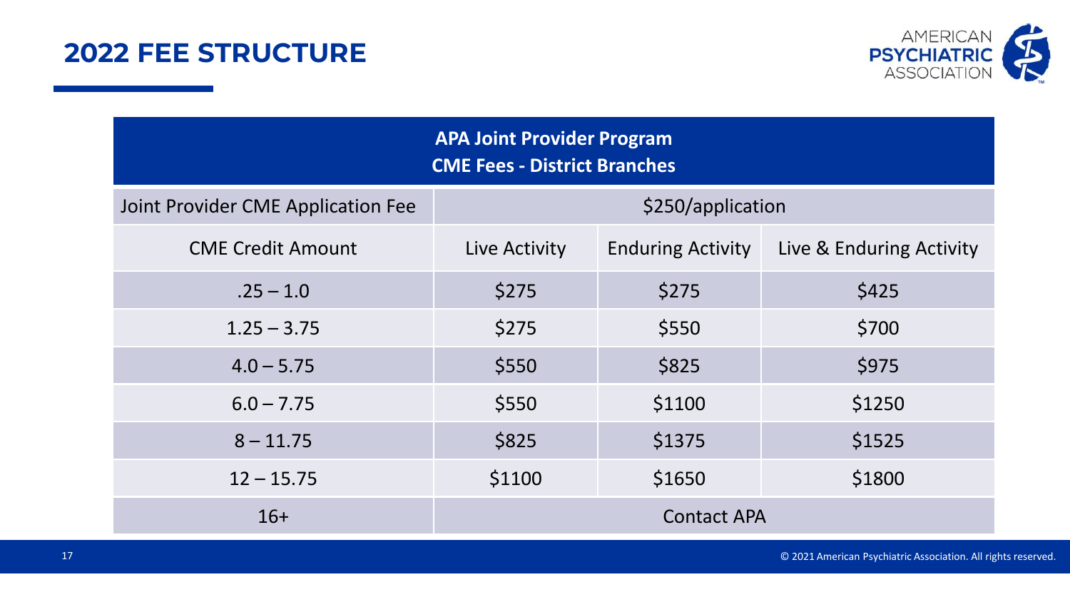# 2022 FEE STRUCTURE

| APA Joint Provider Program<br>CME Fees - District Branches | | | |
|---|---|---|---|
| Joint Provider CME Application Fee | $250/application | | |
| CME Credit Amount | Live Activity | Enduring Activity | Live & Enduring Activity |
| .25 – 1.0 | $275 | $275 | $425 |
| 1.25 – 3.75 | $275 | $550 | $700 |
| 4.0 – 5.75 | $550 | $825 | $975 |
| 6.0 – 7.75 | $550 | $1100 | $1250 |
| 8 – 11.75 | $825 | $1375 | $1525 |
| 12 – 15.75 | $1100 | $1650 | $1800 |
| 16+ | Contact APA | | |

© 2021 American Psychiatric Association. All rights reserved.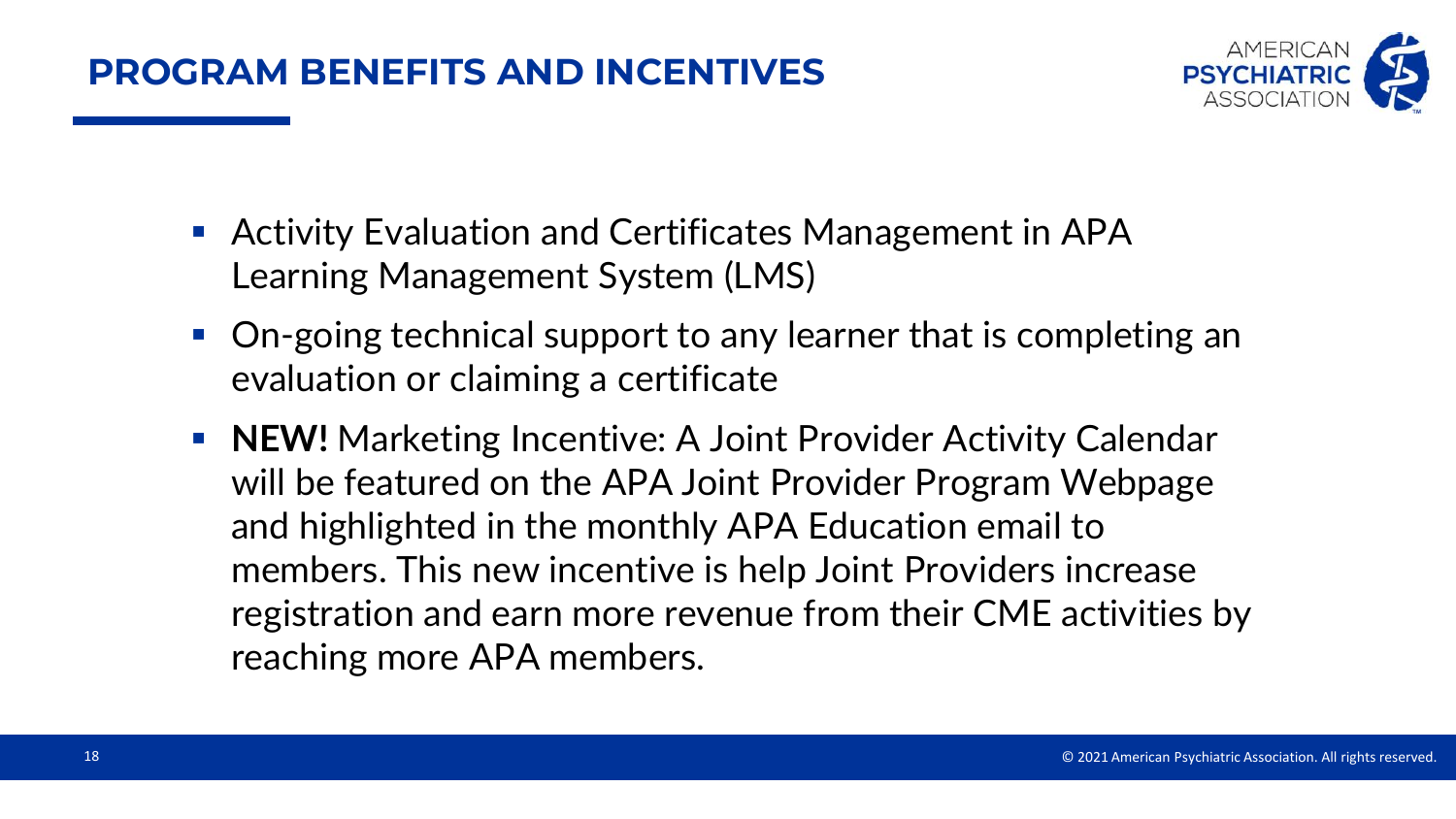## PROGRAM BENEFITS AND INCENTIVES

- Activity Evaluation and Certificates Management in APA Learning Management System (LMS)
- On-going technical support to any learner that is completing an evaluation or claiming a certificate
- **NEW!** Marketing Incentive: A Joint Provider Activity Calendar will be featured on the APA Joint Provider Program Webpage and highlighted in the monthly APA Education email to members. This new incentive is help Joint Providers increase registration and earn more revenue from their CME activities by reaching more APA members.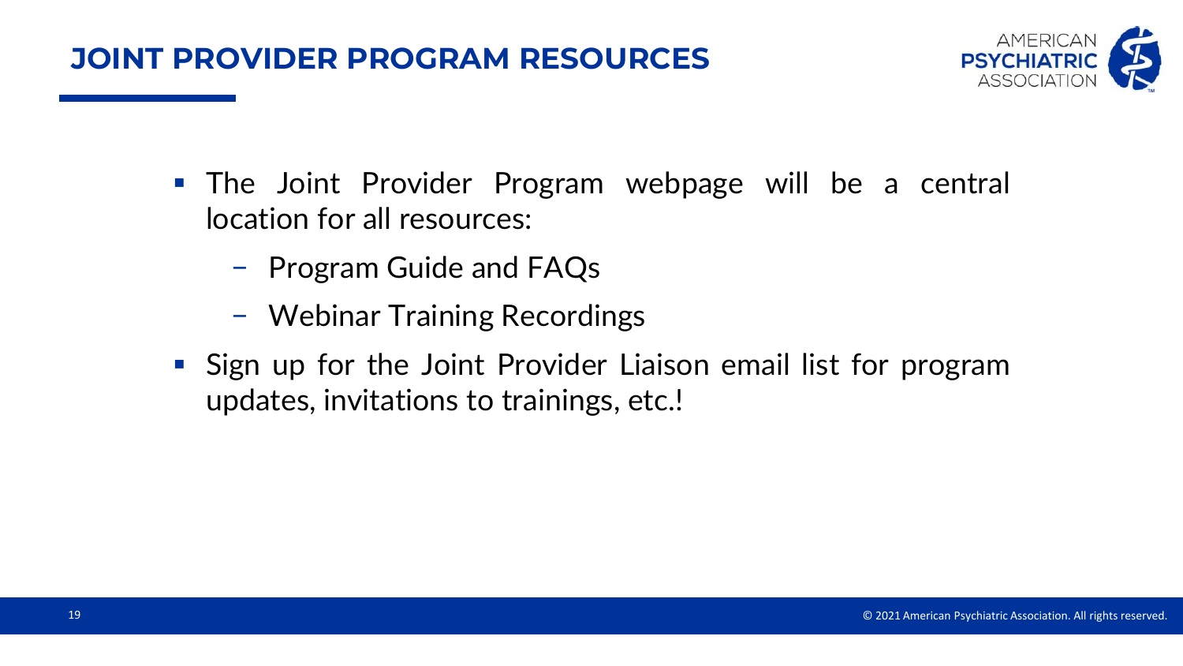# JOINT PROVIDER PROGRAM RESOURCES

- The Joint Provider Program webpage will be a central location for all resources:
  - Program Guide and FAQs
  - Webinar Training Recordings
- Sign up for the Joint Provider Liaison email list for program updates, invitations to trainings, etc.!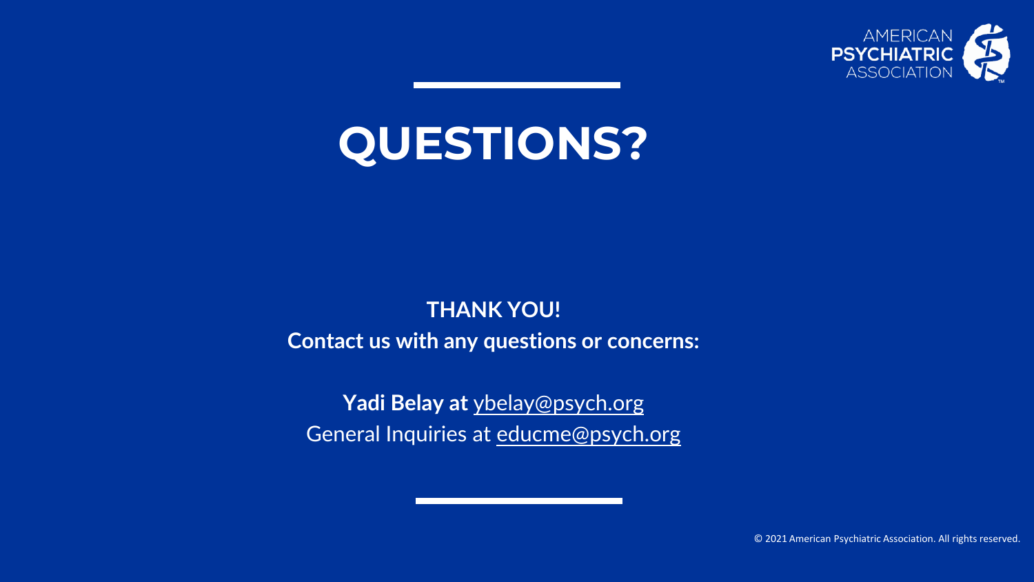# QUESTIONS?

**THANK YOU!**

**Contact us with any questions or concerns:**

**Yadi Belay at** ybelay@psych.org

General Inquiries at educme@psych.org

© 2021 American Psychiatric Association. All rights reserved.